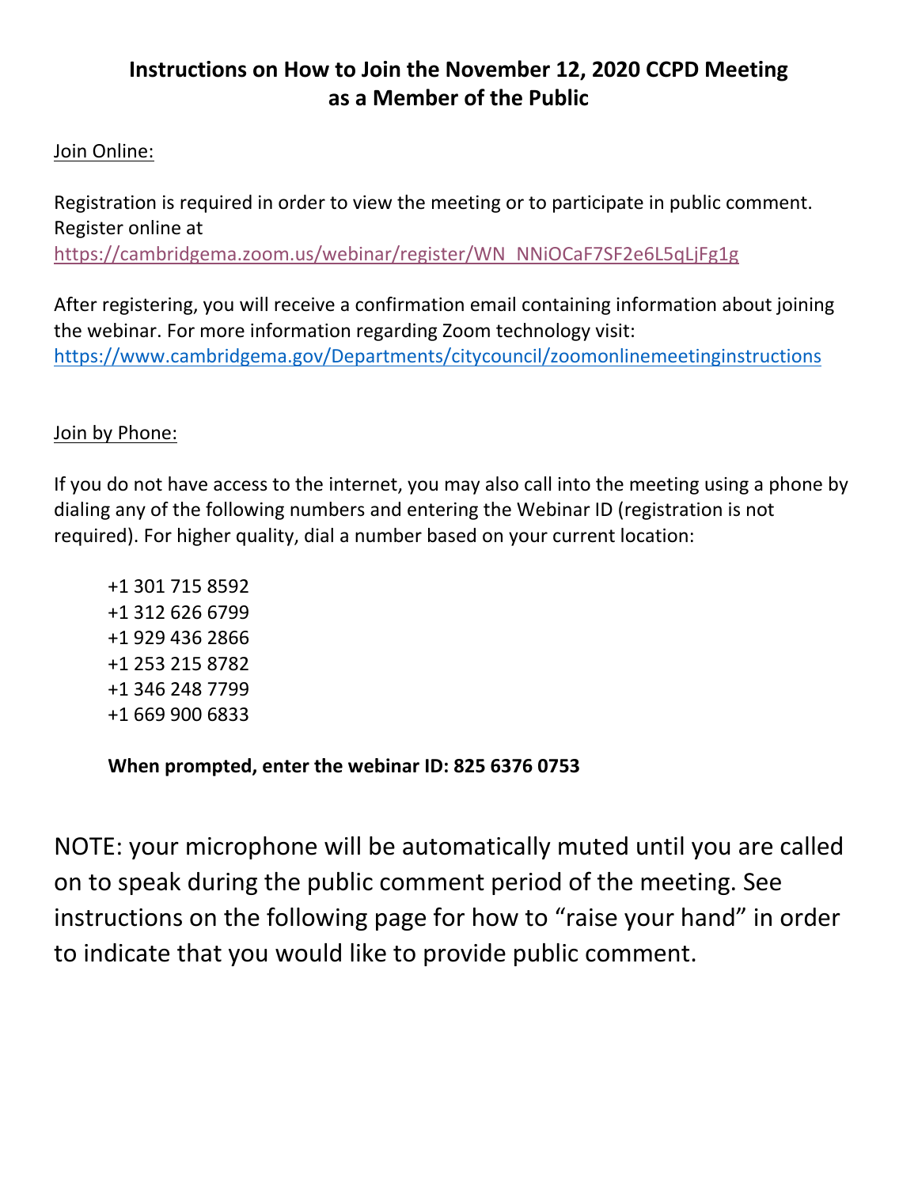# Instructions on How to Join the November 12, 2020 CCPD Meeting as a Member of the Public

Join Online:

Registration is required in order to view the meeting or to participate in public comment. Register online at https://cambridgema.zoom.us/webinar/register/WN_NNiOCaF7SF2e6L5qLjFg1g

After registering, you will receive a confirmation email containing information about joining the webinar. For more information regarding Zoom technology visit: https://www.cambridgema.gov/Departments/citycouncil/zoomonlinemeetinginstructions

Join by Phone:

If you do not have access to the internet, you may also call into the meeting using a phone by dialing any of the following numbers and entering the Webinar ID (registration is not required). For higher quality, dial a number based on your current location:

+1 301 715 8592
+1 312 626 6799
+1 929 436 2866
+1 253 215 8782
+1 346 248 7799
+1 669 900 6833

**When prompted, enter the webinar ID: 825 6376 0753**

NOTE: your microphone will be automatically muted until you are called on to speak during the public comment period of the meeting. See instructions on the following page for how to "raise your hand" in order to indicate that you would like to provide public comment.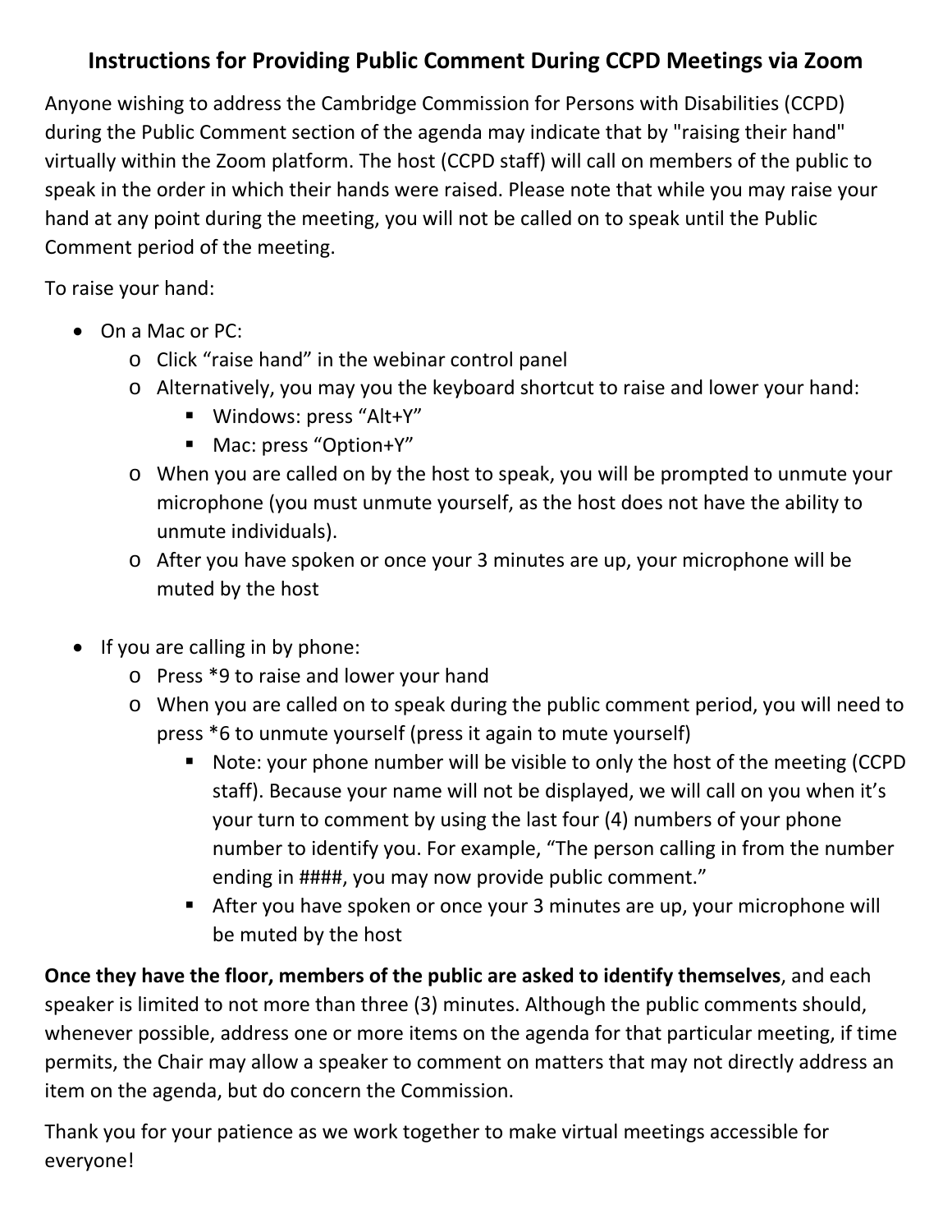# Instructions for Providing Public Comment During CCPD Meetings via Zoom

Anyone wishing to address the Cambridge Commission for Persons with Disabilities (CCPD) during the Public Comment section of the agenda may indicate that by "raising their hand" virtually within the Zoom platform. The host (CCPD staff) will call on members of the public to speak in the order in which their hands were raised. Please note that while you may raise your hand at any point during the meeting, you will not be called on to speak until the Public Comment period of the meeting.

To raise your hand:

- On a Mac or PC:
  - Click "raise hand" in the webinar control panel
  - Alternatively, you may you the keyboard shortcut to raise and lower your hand:
    - Windows: press "Alt+Y"
    - Mac: press "Option+Y"
  - When you are called on by the host to speak, you will be prompted to unmute your microphone (you must unmute yourself, as the host does not have the ability to unmute individuals).
  - After you have spoken or once your 3 minutes are up, your microphone will be muted by the host

- If you are calling in by phone:
  - Press *9 to raise and lower your hand
  - When you are called on to speak during the public comment period, you will need to press *6 to unmute yourself (press it again to mute yourself)
    - Note: your phone number will be visible to only the host of the meeting (CCPD staff). Because your name will not be displayed, we will call on you when it's your turn to comment by using the last four (4) numbers of your phone number to identify you. For example, "The person calling in from the number ending in ####, you may now provide public comment."
    - After you have spoken or once your 3 minutes are up, your microphone will be muted by the host

**Once they have the floor, members of the public are asked to identify themselves**, and each speaker is limited to not more than three (3) minutes. Although the public comments should, whenever possible, address one or more items on the agenda for that particular meeting, if time permits, the Chair may allow a speaker to comment on matters that may not directly address an item on the agenda, but do concern the Commission.

Thank you for your patience as we work together to make virtual meetings accessible for everyone!